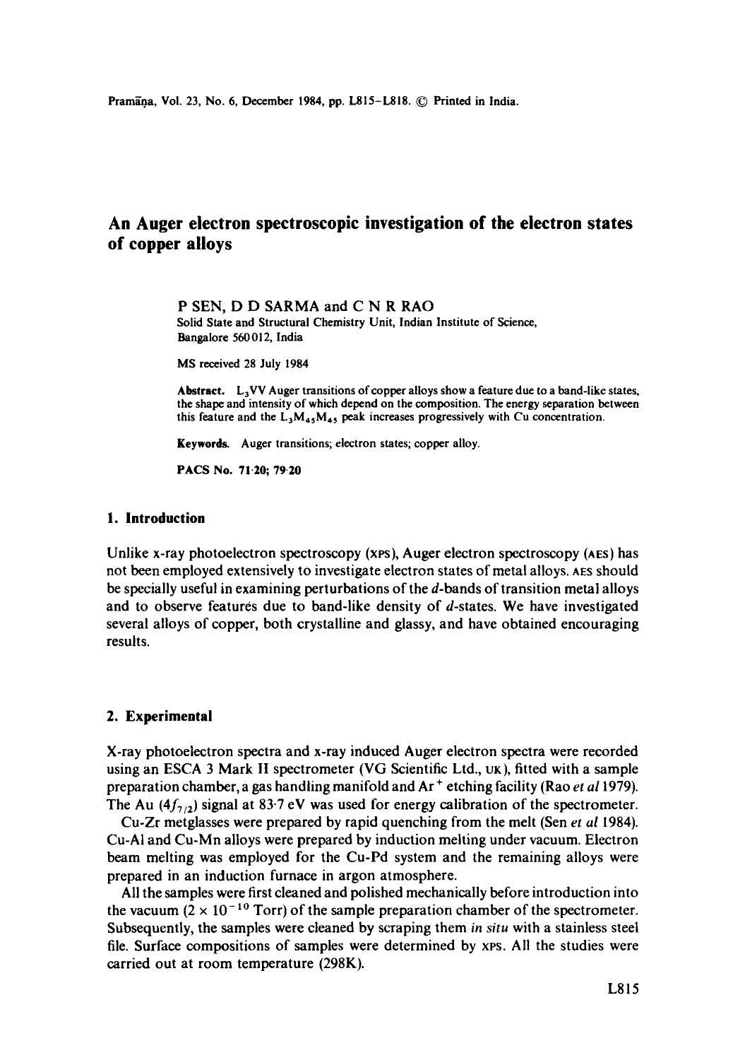# An Auger electron spectroscopic investigation of the electron states of copper alloys

P SEN, D D SARMA and C N R RAO

Solid State and Structural Chemistry Unit, Indian Institute of Science, Bangalore 560012, India

MS received 28 July 1984

**Abstract.** $L_3VV$ Auger transitions of copper alloys show a feature due to a band-like states, the shape and intensity of which depend on the composition. The energy separation between this feature and the $L_3M_{45}M_{45}$ peak increases progressively with Cu concentration.

**Keywords.** Auger transitions; electron states; copper alloy.

**PACS No.** 71·20; 79·20

## 1. Introduction

Unlike x-ray photoelectron spectroscopy (XPS), Auger electron spectroscopy (AES) has not been employed extensively to investigate electron states of metal alloys. AES should be specially useful in examining perturbations of the *d*-bands of transition metal alloys and to observe features due to band-like density of *d*-states. We have investigated several alloys of copper, both crystalline and glassy, and have obtained encouraging results.

## 2. Experimental

X-ray photoelectron spectra and x-ray induced Auger electron spectra were recorded using an ESCA 3 Mark II spectrometer (VG Scientific Ltd., UK), fitted with a sample preparation chamber, a gas handling manifold and $Ar^+$ etching facility (Rao *et al* 1979). The Au ($4f_{7/2}$) signal at 83·7 eV was used for energy calibration of the spectrometer.

Cu-Zr metglasses were prepared by rapid quenching from the melt (Sen *et al* 1984). Cu-Al and Cu-Mn alloys were prepared by induction melting under vacuum. Electron beam melting was employed for the Cu-Pd system and the remaining alloys were prepared in an induction furnace in argon atmosphere.

All the samples were first cleaned and polished mechanically before introduction into the vacuum ($2 \times 10^{-10}$ Torr) of the sample preparation chamber of the spectrometer. Subsequently, the samples were cleaned by scraping them *in situ* with a stainless steel file. Surface compositions of samples were determined by XPS. All the studies were carried out at room temperature (298K).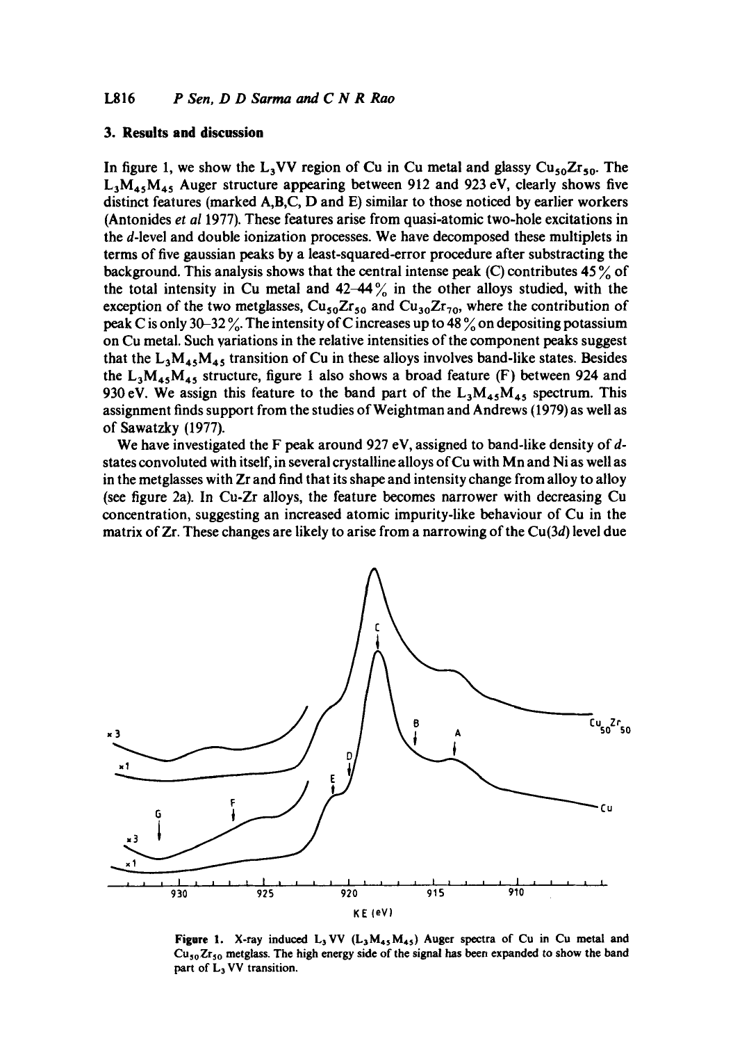## 3. Results and discussion

In figure 1, we show the $L_3VV$ region of Cu in Cu metal and glassy $Cu_{50}Zr_{50}$. The $L_3M_{45}M_{45}$ Auger structure appearing between 912 and 923 eV, clearly shows five distinct features (marked A,B,C, D and E) similar to those noticed by earlier workers (Antonides *et al* 1977). These features arise from quasi-atomic two-hole excitations in the *d*-level and double ionization processes. We have decomposed these multiplets in terms of five gaussian peaks by a least-squared-error procedure after substracting the background. This analysis shows that the central intense peak (C) contributes 45 % of the total intensity in Cu metal and 42–44 % in the other alloys studied, with the exception of the two metglasses, $Cu_{50}Zr_{50}$ and $Cu_{30}Zr_{70}$, where the contribution of peak C is only 30–32 %. The intensity of C increases up to 48 % on depositing potassium on Cu metal. Such variations in the relative intensities of the component peaks suggest that the $L_3M_{45}M_{45}$ transition of Cu in these alloys involves band-like states. Besides the $L_3M_{45}M_{45}$ structure, figure 1 also shows a broad feature (F) between 924 and 930 eV. We assign this feature to the band part of the $L_3M_{45}M_{45}$ spectrum. This assignment finds support from the studies of Weightman and Andrews (1979) as well as of Sawatzky (1977).

We have investigated the F peak around 927 eV, assigned to band-like density of *d*-states convoluted with itself, in several crystalline alloys of Cu with Mn and Ni as well as in the metglasses with Zr and find that its shape and intensity change from alloy to alloy (see figure 2a). In Cu-Zr alloys, the feature becomes narrower with decreasing Cu concentration, suggesting an increased atomic impurity-like behaviour of Cu in the matrix of Zr. These changes are likely to arise from a narrowing of the Cu(3*d*) level due

**Figure 1.** X-ray induced $L_3VV$ ($L_3M_{45}M_{45}$) Auger spectra of Cu in Cu metal and $Cu_{50}Zr_{50}$ metglass. The high energy side of the signal has been expanded to show the band part of $L_3VV$ transition.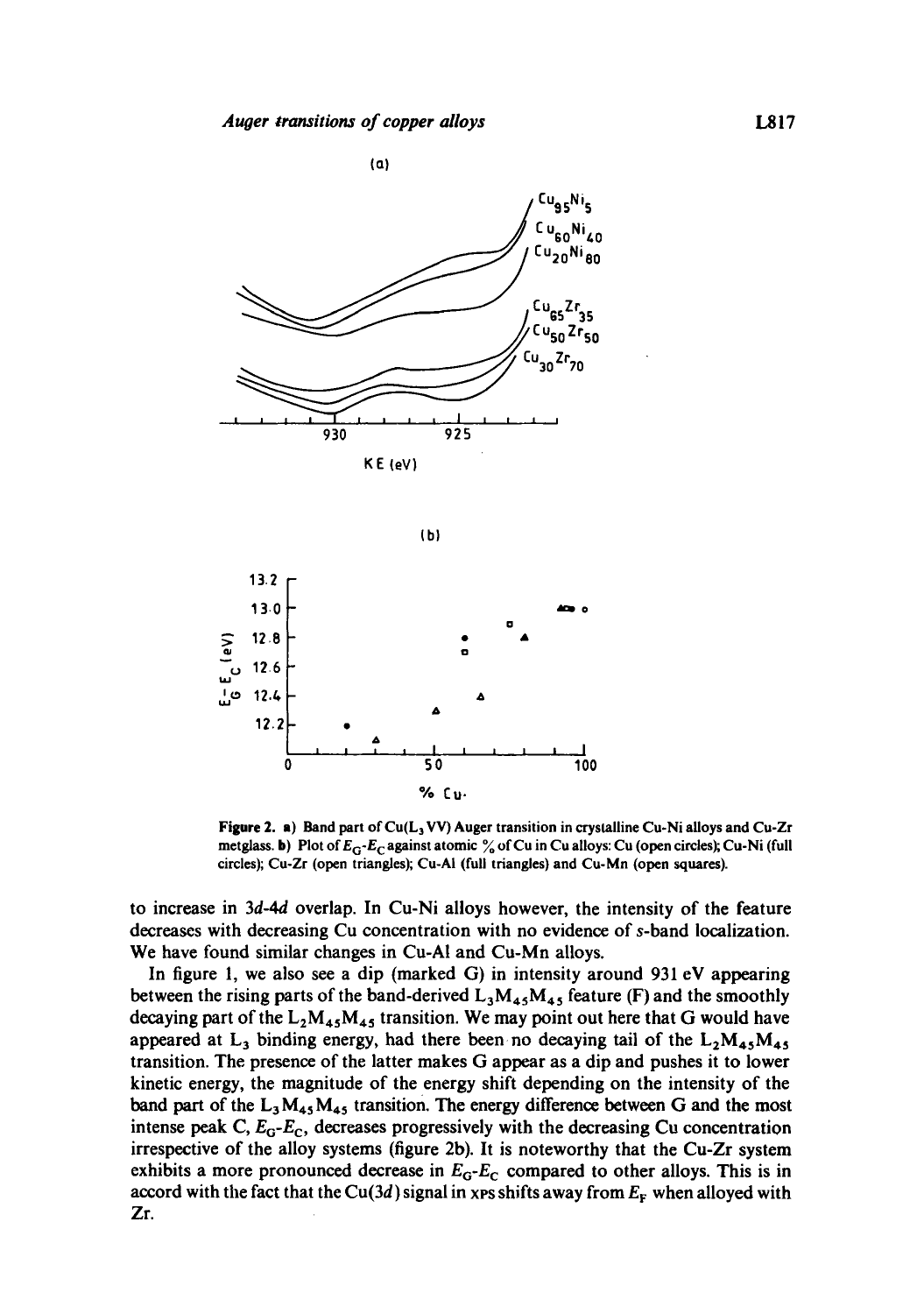**Figure 2.** a) Band part of $Cu(L_3VV)$ Auger transition in crystalline Cu-Ni alloys and Cu-Zr metglass. b) Plot of $E_G$-$E_C$ against atomic % of Cu in Cu alloys: Cu (open circles); Cu-Ni (full circles); Cu-Zr (open triangles); Cu-Al (full triangles) and Cu-Mn (open squares).

to increase in $3d$-$4d$ overlap. In Cu-Ni alloys however, the intensity of the feature decreases with decreasing Cu concentration with no evidence of $s$-band localization. We have found similar changes in Cu-Al and Cu-Mn alloys.

In figure 1, we also see a dip (marked G) in intensity around 931 eV appearing between the rising parts of the band-derived $L_3M_{45}M_{45}$ feature (F) and the smoothly decaying part of the $L_2M_{45}M_{45}$ transition. We may point out here that G would have appeared at $L_3$ binding energy, had there been no decaying tail of the $L_2M_{45}M_{45}$ transition. The presence of the latter makes G appear as a dip and pushes it to lower kinetic energy, the magnitude of the energy shift depending on the intensity of the band part of the $L_3M_{45}M_{45}$ transition. The energy difference between G and the most intense peak C, $E_G$-$E_C$, decreases progressively with the decreasing Cu concentration irrespective of the alloy systems (figure 2b). It is noteworthy that the Cu-Zr system exhibits a more pronounced decrease in $E_G$-$E_C$ compared to other alloys. This is in accord with the fact that the Cu(3$d$) signal in XPS shifts away from $E_F$ when alloyed with Zr.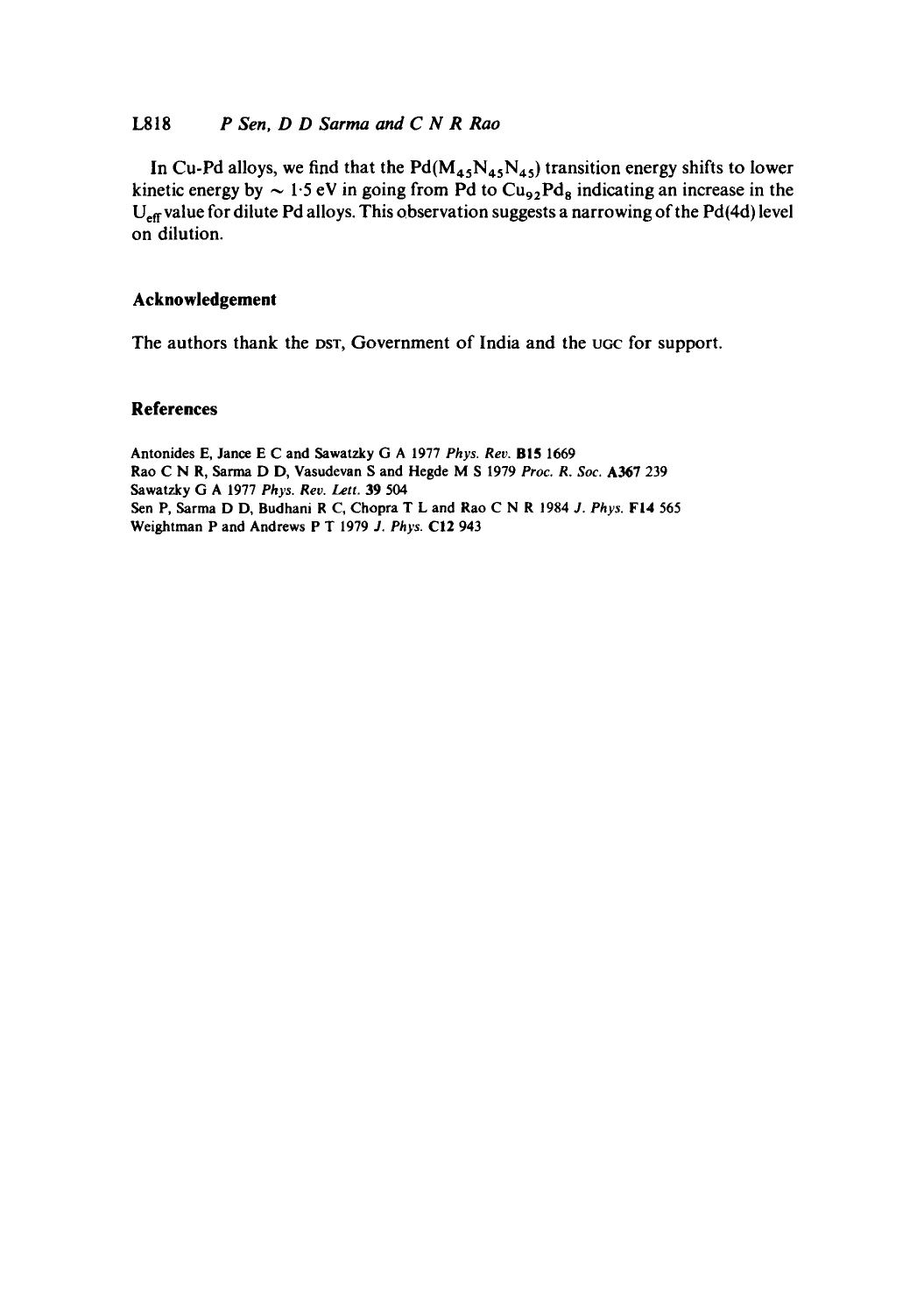In Cu-Pd alloys, we find that the $Pd(M_{45}N_{45}N_{45})$ transition energy shifts to lower kinetic energy by ~ 1·5 eV in going from Pd to $Cu_{92}Pd_8$ indicating an increase in the $U_{eff}$ value for dilute Pd alloys. This observation suggests a narrowing of the Pd(4d) level on dilution.

## Acknowledgement

The authors thank the DST, Government of India and the UGC for support.

## References

Antonides E, Jance E C and Sawatzky G A 1977 *Phys. Rev.* **B15** 1669

Rao C N R, Sarma D D, Vasudevan S and Hegde M S 1979 *Proc. R. Soc.* **A367** 239

Sawatzky G A 1977 *Phys. Rev. Lett.* **39** 504

Sen P, Sarma D D, Budhani R C, Chopra T L and Rao C N R 1984 *J. Phys.* **F14** 565

Weightman P and Andrews P T 1979 *J. Phys.* **C12** 943